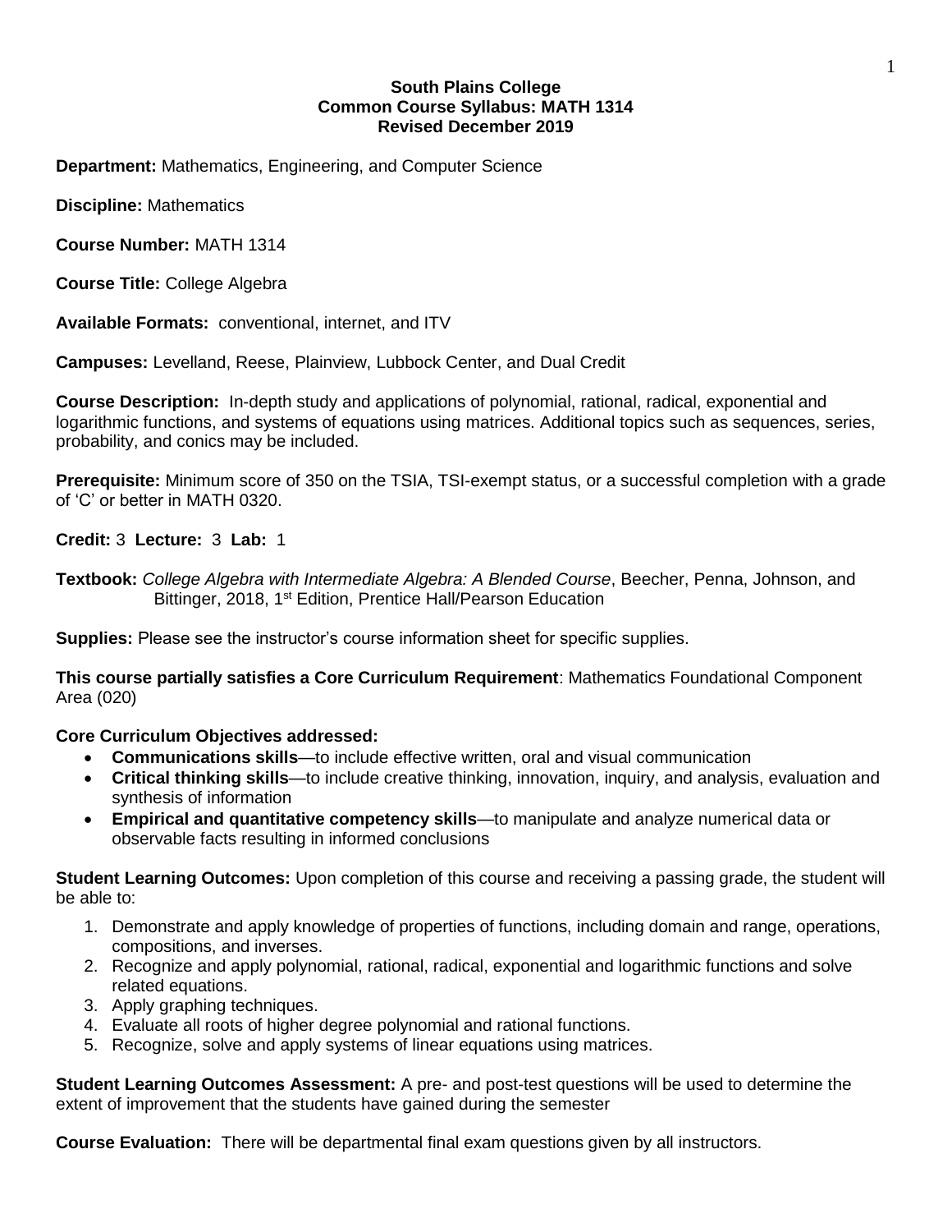**South Plains College**
**Common Course Syllabus: MATH 1314**
**Revised December 2019**

**Department:** Mathematics, Engineering, and Computer Science

**Discipline:** Mathematics

**Course Number:** MATH 1314

**Course Title:** College Algebra

**Available Formats:** conventional, internet, and ITV

**Campuses:** Levelland, Reese, Plainview, Lubbock Center, and Dual Credit

**Course Description:** In-depth study and applications of polynomial, rational, radical, exponential and logarithmic functions, and systems of equations using matrices. Additional topics such as sequences, series, probability, and conics may be included.

**Prerequisite:** Minimum score of 350 on the TSIA, TSI-exempt status, or a successful completion with a grade of 'C' or better in MATH 0320.

**Credit:** 3 **Lecture:** 3 **Lab:** 1

**Textbook:** *College Algebra with Intermediate Algebra: A Blended Course*, Beecher, Penna, Johnson, and Bittinger, 2018, 1st Edition, Prentice Hall/Pearson Education

**Supplies:** Please see the instructor's course information sheet for specific supplies.

**This course partially satisfies a Core Curriculum Requirement**: Mathematics Foundational Component Area (020)

**Core Curriculum Objectives addressed:**

- **Communications skills**—to include effective written, oral and visual communication
- **Critical thinking skills**—to include creative thinking, innovation, inquiry, and analysis, evaluation and synthesis of information
- **Empirical and quantitative competency skills**—to manipulate and analyze numerical data or observable facts resulting in informed conclusions

**Student Learning Outcomes:** Upon completion of this course and receiving a passing grade, the student will be able to:

1. Demonstrate and apply knowledge of properties of functions, including domain and range, operations, compositions, and inverses.
2. Recognize and apply polynomial, rational, radical, exponential and logarithmic functions and solve related equations.
3. Apply graphing techniques.
4. Evaluate all roots of higher degree polynomial and rational functions.
5. Recognize, solve and apply systems of linear equations using matrices.

**Student Learning Outcomes Assessment:** A pre- and post-test questions will be used to determine the extent of improvement that the students have gained during the semester

**Course Evaluation:** There will be departmental final exam questions given by all instructors.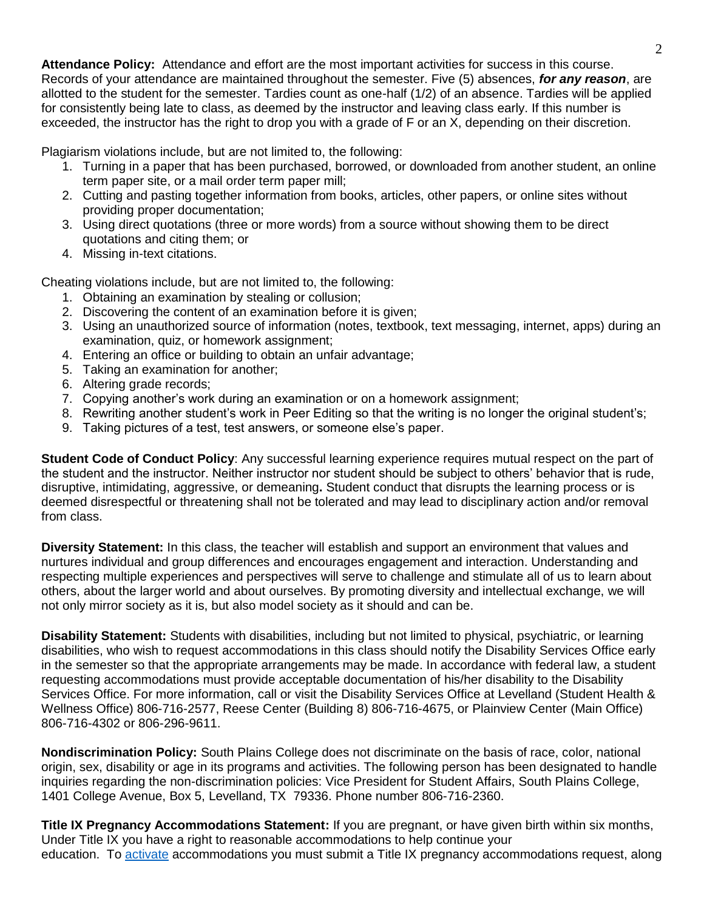**Attendance Policy:** Attendance and effort are the most important activities for success in this course. Records of your attendance are maintained throughout the semester. Five (5) absences, ***for any reason***, are allotted to the student for the semester. Tardies count as one-half (1/2) of an absence. Tardies will be applied for consistently being late to class, as deemed by the instructor and leaving class early. If this number is exceeded, the instructor has the right to drop you with a grade of F or an X, depending on their discretion.

Plagiarism violations include, but are not limited to, the following:

1. Turning in a paper that has been purchased, borrowed, or downloaded from another student, an online term paper site, or a mail order term paper mill;
2. Cutting and pasting together information from books, articles, other papers, or online sites without providing proper documentation;
3. Using direct quotations (three or more words) from a source without showing them to be direct quotations and citing them; or
4. Missing in-text citations.

Cheating violations include, but are not limited to, the following:

1. Obtaining an examination by stealing or collusion;
2. Discovering the content of an examination before it is given;
3. Using an unauthorized source of information (notes, textbook, text messaging, internet, apps) during an examination, quiz, or homework assignment;
4. Entering an office or building to obtain an unfair advantage;
5. Taking an examination for another;
6. Altering grade records;
7. Copying another's work during an examination or on a homework assignment;
8. Rewriting another student's work in Peer Editing so that the writing is no longer the original student's;
9. Taking pictures of a test, test answers, or someone else's paper.

**Student Code of Conduct Policy**: Any successful learning experience requires mutual respect on the part of the student and the instructor. Neither instructor nor student should be subject to others' behavior that is rude, disruptive, intimidating, aggressive, or demeaning**.** Student conduct that disrupts the learning process or is deemed disrespectful or threatening shall not be tolerated and may lead to disciplinary action and/or removal from class.

**Diversity Statement:** In this class, the teacher will establish and support an environment that values and nurtures individual and group differences and encourages engagement and interaction. Understanding and respecting multiple experiences and perspectives will serve to challenge and stimulate all of us to learn about others, about the larger world and about ourselves. By promoting diversity and intellectual exchange, we will not only mirror society as it is, but also model society as it should and can be.

**Disability Statement:** Students with disabilities, including but not limited to physical, psychiatric, or learning disabilities, who wish to request accommodations in this class should notify the Disability Services Office early in the semester so that the appropriate arrangements may be made. In accordance with federal law, a student requesting accommodations must provide acceptable documentation of his/her disability to the Disability Services Office. For more information, call or visit the Disability Services Office at Levelland (Student Health & Wellness Office) 806-716-2577, Reese Center (Building 8) 806-716-4675, or Plainview Center (Main Office) 806-716-4302 or 806-296-9611.

**Nondiscrimination Policy:** South Plains College does not discriminate on the basis of race, color, national origin, sex, disability or age in its programs and activities. The following person has been designated to handle inquiries regarding the non-discrimination policies: Vice President for Student Affairs, South Plains College, 1401 College Avenue, Box 5, Levelland, TX 79336. Phone number 806-716-2360.

**Title IX Pregnancy Accommodations Statement:** If you are pregnant, or have given birth within six months, Under Title IX you have a right to reasonable accommodations to help continue your education. To activate accommodations you must submit a Title IX pregnancy accommodations request, along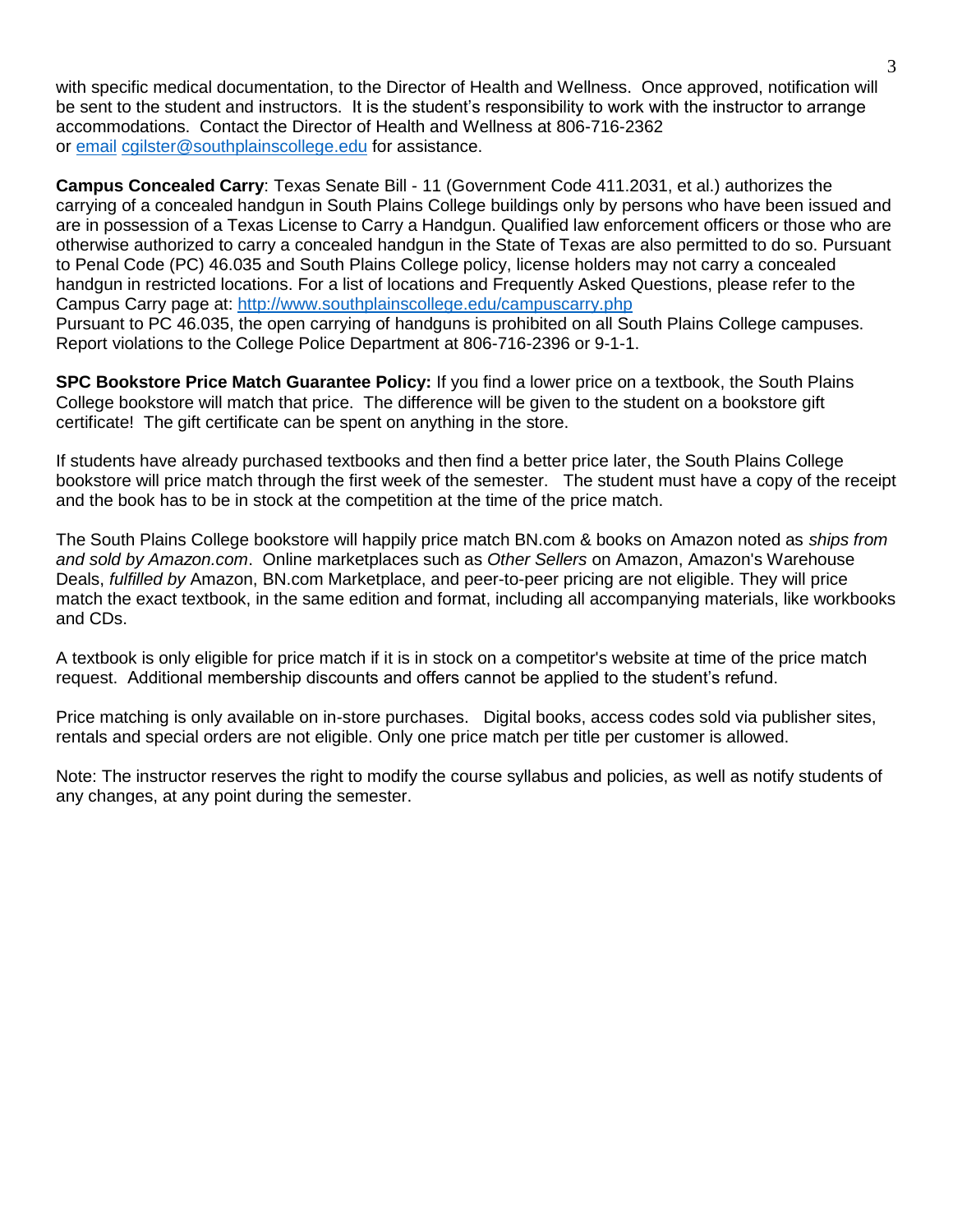with specific medical documentation, to the Director of Health and Wellness. Once approved, notification will be sent to the student and instructors. It is the student's responsibility to work with the instructor to arrange accommodations. Contact the Director of Health and Wellness at 806-716-2362 or [email](mailto:cgilster@southplainscollege.edu) [cgilster@southplainscollege.edu](mailto:cgilster@southplainscollege.edu) for assistance.

**Campus Concealed Carry**: Texas Senate Bill - 11 (Government Code 411.2031, et al.) authorizes the carrying of a concealed handgun in South Plains College buildings only by persons who have been issued and are in possession of a Texas License to Carry a Handgun. Qualified law enforcement officers or those who are otherwise authorized to carry a concealed handgun in the State of Texas are also permitted to do so. Pursuant to Penal Code (PC) 46.035 and South Plains College policy, license holders may not carry a concealed handgun in restricted locations. For a list of locations and Frequently Asked Questions, please refer to the Campus Carry page at: [http://www.southplainscollege.edu/campuscarry.php](http://www.southplainscollege.edu/campuscarry.php)
Pursuant to PC 46.035, the open carrying of handguns is prohibited on all South Plains College campuses. Report violations to the College Police Department at 806-716-2396 or 9-1-1.

**SPC Bookstore Price Match Guarantee Policy:** If you find a lower price on a textbook, the South Plains College bookstore will match that price. The difference will be given to the student on a bookstore gift certificate! The gift certificate can be spent on anything in the store.

If students have already purchased textbooks and then find a better price later, the South Plains College bookstore will price match through the first week of the semester. The student must have a copy of the receipt and the book has to be in stock at the competition at the time of the price match.

The South Plains College bookstore will happily price match BN.com & books on Amazon noted as *ships from and sold by Amazon.com*. Online marketplaces such as *Other Sellers* on Amazon, Amazon's Warehouse Deals, *fulfilled by* Amazon, BN.com Marketplace, and peer-to-peer pricing are not eligible. They will price match the exact textbook, in the same edition and format, including all accompanying materials, like workbooks and CDs.

A textbook is only eligible for price match if it is in stock on a competitor's website at time of the price match request. Additional membership discounts and offers cannot be applied to the student's refund.

Price matching is only available on in-store purchases. Digital books, access codes sold via publisher sites, rentals and special orders are not eligible. Only one price match per title per customer is allowed.

Note: The instructor reserves the right to modify the course syllabus and policies, as well as notify students of any changes, at any point during the semester.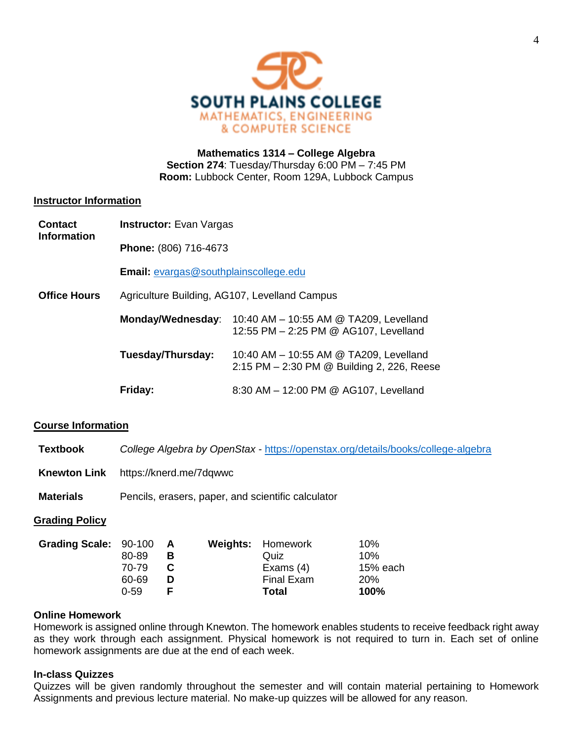**SOUTH PLAINS COLLEGE**
MATHEMATICS, ENGINEERING
& COMPUTER SCIENCE

**Mathematics 1314 – College Algebra**
**Section 274**: Tuesday/Thursday 6:00 PM – 7:45 PM
**Room:** Lubbock Center, Room 129A, Lubbock Campus

## Instructor Information

**Contact Information**

**Instructor:** Evan Vargas

**Phone:** (806) 716-4673

**Email:** evargas@southplainscollege.edu

**Office Hours**

Agriculture Building, AG107, Levelland Campus

| | |
|---|---|
| **Monday/Wednesday**: | 10:40 AM – 10:55 AM @ TA209, Levelland<br>12:55 PM – 2:25 PM @ AG107, Levelland |
| **Tuesday/Thursday:** | 10:40 AM – 10:55 AM @ TA209, Levelland<br>2:15 PM – 2:30 PM @ Building 2, 226, Reese |
| **Friday:** | 8:30 AM – 12:00 PM @ AG107, Levelland |

## Course Information

**Textbook** *College Algebra by OpenStax* - https://openstax.org/details/books/college-algebra

**Knewton Link** https://knerd.me/7dqwwc

**Materials** Pencils, erasers, paper, and scientific calculator

## Grading Policy

**Grading Scale:**

| | |
|---|---|
| 90-100 | **A** |
| 80-89 | **B** |
| 70-79 | **C** |
| 60-69 | **D** |
| 0-59 | **F** |

**Weights:**

| | |
|---|---|
| Homework | 10% |
| Quiz | 10% |
| Exams (4) | 15% each |
| Final Exam | 20% |
| **Total** | **100%** |

### Online Homework

Homework is assigned online through Knewton. The homework enables students to receive feedback right away as they work through each assignment. Physical homework is not required to turn in. Each set of online homework assignments are due at the end of each week.

### In-class Quizzes

Quizzes will be given randomly throughout the semester and will contain material pertaining to Homework Assignments and previous lecture material. No make-up quizzes will be allowed for any reason.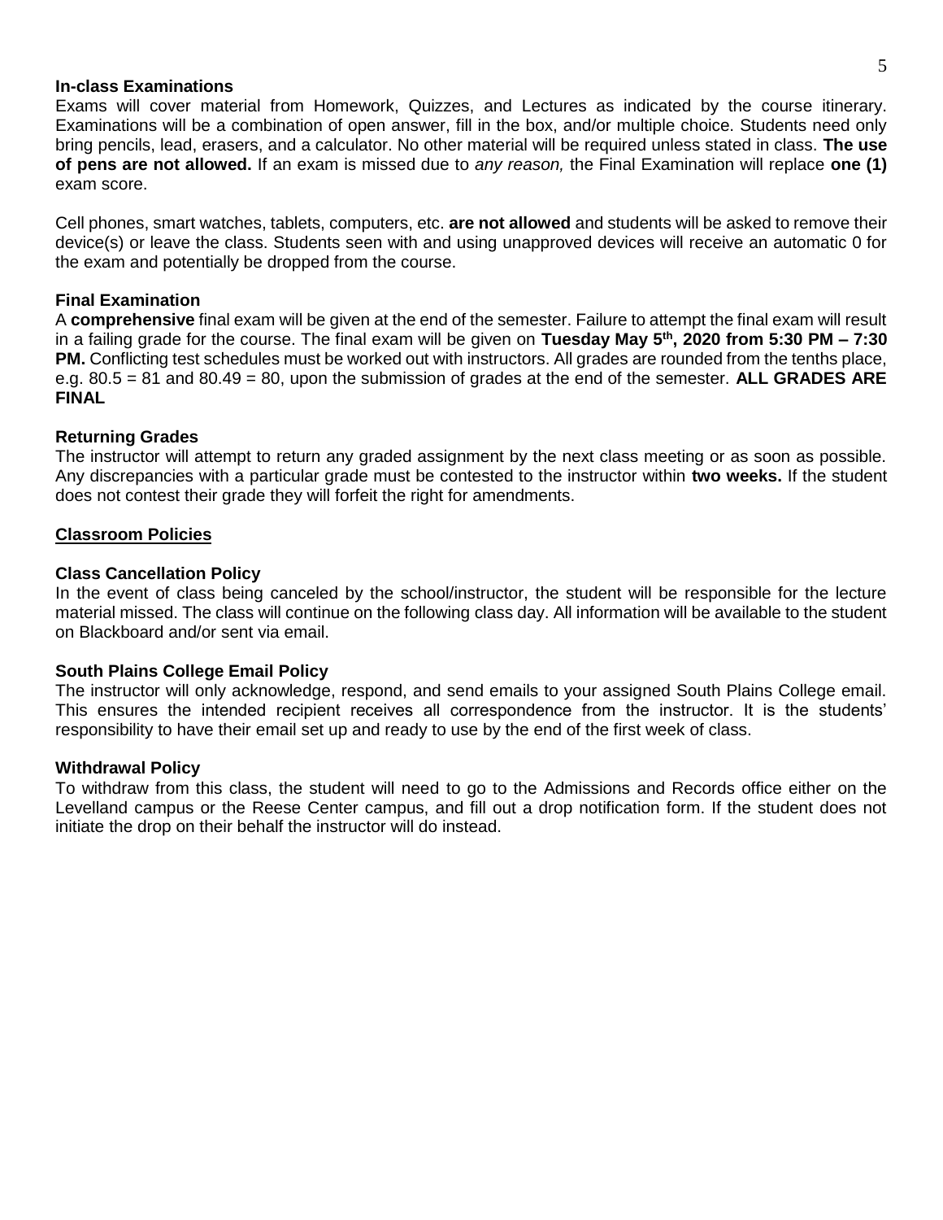**In-class Examinations**

Exams will cover material from Homework, Quizzes, and Lectures as indicated by the course itinerary. Examinations will be a combination of open answer, fill in the box, and/or multiple choice. Students need only bring pencils, lead, erasers, and a calculator. No other material will be required unless stated in class. **The use of pens are not allowed.** If an exam is missed due to *any reason,* the Final Examination will replace **one (1)** exam score.

Cell phones, smart watches, tablets, computers, etc. **are not allowed** and students will be asked to remove their device(s) or leave the class. Students seen with and using unapproved devices will receive an automatic 0 for the exam and potentially be dropped from the course.

**Final Examination**

A **comprehensive** final exam will be given at the end of the semester. Failure to attempt the final exam will result in a failing grade for the course. The final exam will be given on **Tuesday May 5th, 2020 from 5:30 PM – 7:30 PM.** Conflicting test schedules must be worked out with instructors. All grades are rounded from the tenths place, e.g. 80.5 = 81 and 80.49 = 80, upon the submission of grades at the end of the semester. **ALL GRADES ARE FINAL**

**Returning Grades**

The instructor will attempt to return any graded assignment by the next class meeting or as soon as possible. Any discrepancies with a particular grade must be contested to the instructor within **two weeks.** If the student does not contest their grade they will forfeit the right for amendments.

## Classroom Policies

**Class Cancellation Policy**

In the event of class being canceled by the school/instructor, the student will be responsible for the lecture material missed. The class will continue on the following class day. All information will be available to the student on Blackboard and/or sent via email.

**South Plains College Email Policy**

The instructor will only acknowledge, respond, and send emails to your assigned South Plains College email. This ensures the intended recipient receives all correspondence from the instructor. It is the students' responsibility to have their email set up and ready to use by the end of the first week of class.

**Withdrawal Policy**

To withdraw from this class, the student will need to go to the Admissions and Records office either on the Levelland campus or the Reese Center campus, and fill out a drop notification form. If the student does not initiate the drop on their behalf the instructor will do instead.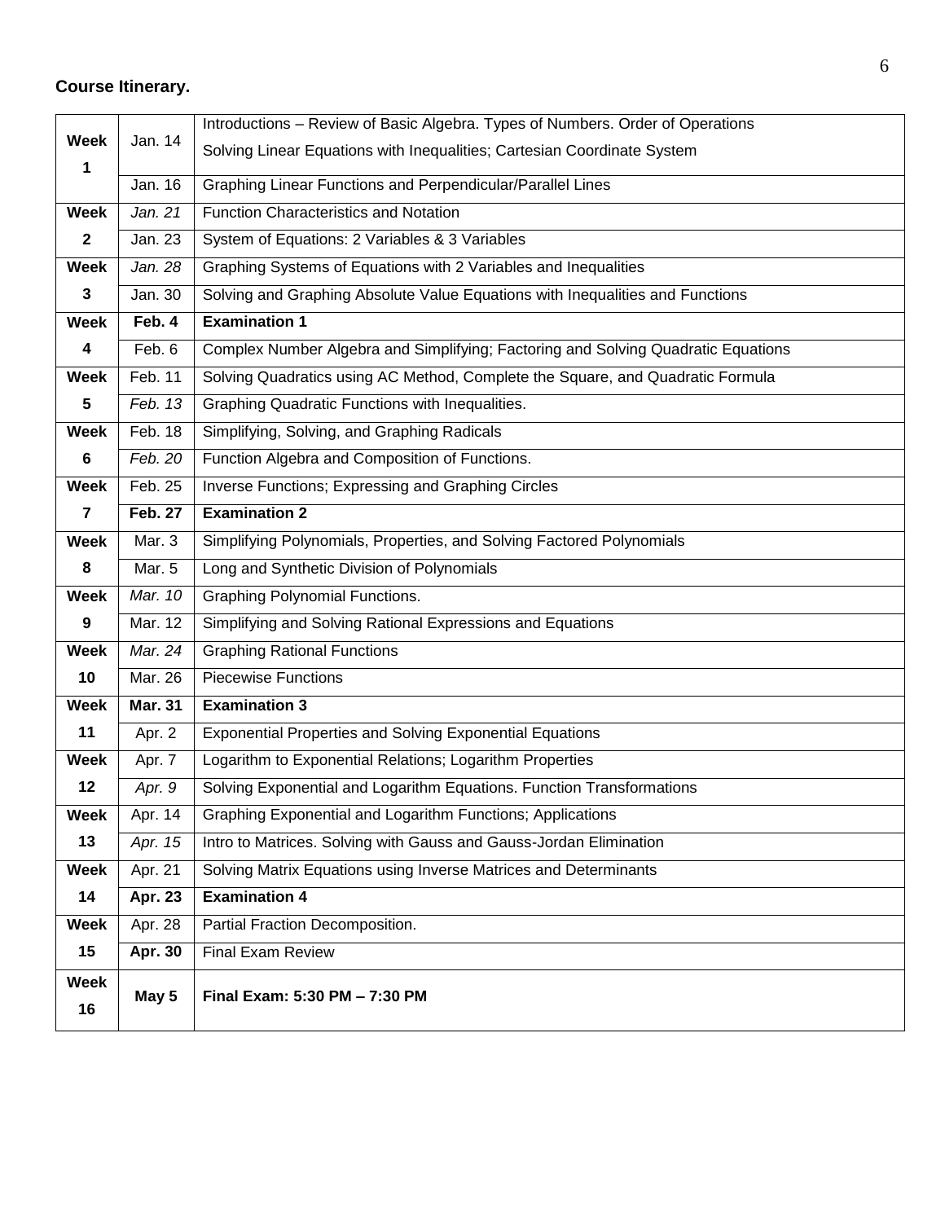**Course Itinerary.**

| | | |
|---|---|---|
| **Week 1** | Jan. 14 | Introductions – Review of Basic Algebra. Types of Numbers. Order of Operations<br>Solving Linear Equations with Inequalities; Cartesian Coordinate System |
| | Jan. 16 | Graphing Linear Functions and Perpendicular/Parallel Lines |
| **Week 2** | *Jan. 21* | Function Characteristics and Notation |
| | Jan. 23 | System of Equations: 2 Variables & 3 Variables |
| **Week 3** | *Jan. 28* | Graphing Systems of Equations with 2 Variables and Inequalities |
| | Jan. 30 | Solving and Graphing Absolute Value Equations with Inequalities and Functions |
| **Week 4** | **Feb. 4** | **Examination 1** |
| | Feb. 6 | Complex Number Algebra and Simplifying; Factoring and Solving Quadratic Equations |
| **Week 5** | Feb. 11 | Solving Quadratics using AC Method, Complete the Square, and Quadratic Formula |
| | *Feb. 13* | Graphing Quadratic Functions with Inequalities. |
| **Week 6** | Feb. 18 | Simplifying, Solving, and Graphing Radicals |
| | *Feb. 20* | Function Algebra and Composition of Functions. |
| **Week 7** | Feb. 25 | Inverse Functions; Expressing and Graphing Circles |
| | **Feb. 27** | **Examination 2** |
| **Week 8** | Mar. 3 | Simplifying Polynomials, Properties, and Solving Factored Polynomials |
| | Mar. 5 | Long and Synthetic Division of Polynomials |
| **Week 9** | *Mar. 10* | Graphing Polynomial Functions. |
| | Mar. 12 | Simplifying and Solving Rational Expressions and Equations |
| **Week 10** | *Mar. 24* | Graphing Rational Functions |
| | Mar. 26 | Piecewise Functions |
| **Week 11** | **Mar. 31** | **Examination 3** |
| | Apr. 2 | Exponential Properties and Solving Exponential Equations |
| **Week 12** | Apr. 7 | Logarithm to Exponential Relations; Logarithm Properties |
| | *Apr. 9* | Solving Exponential and Logarithm Equations. Function Transformations |
| **Week 13** | Apr. 14 | Graphing Exponential and Logarithm Functions; Applications |
| | *Apr. 15* | Intro to Matrices. Solving with Gauss and Gauss-Jordan Elimination |
| **Week 14** | Apr. 21 | Solving Matrix Equations using Inverse Matrices and Determinants |
| | **Apr. 23** | **Examination 4** |
| **Week 15** | Apr. 28 | Partial Fraction Decomposition. |
| | **Apr. 30** | Final Exam Review |
| **Week 16** | **May 5** | **Final Exam: 5:30 PM – 7:30 PM** |